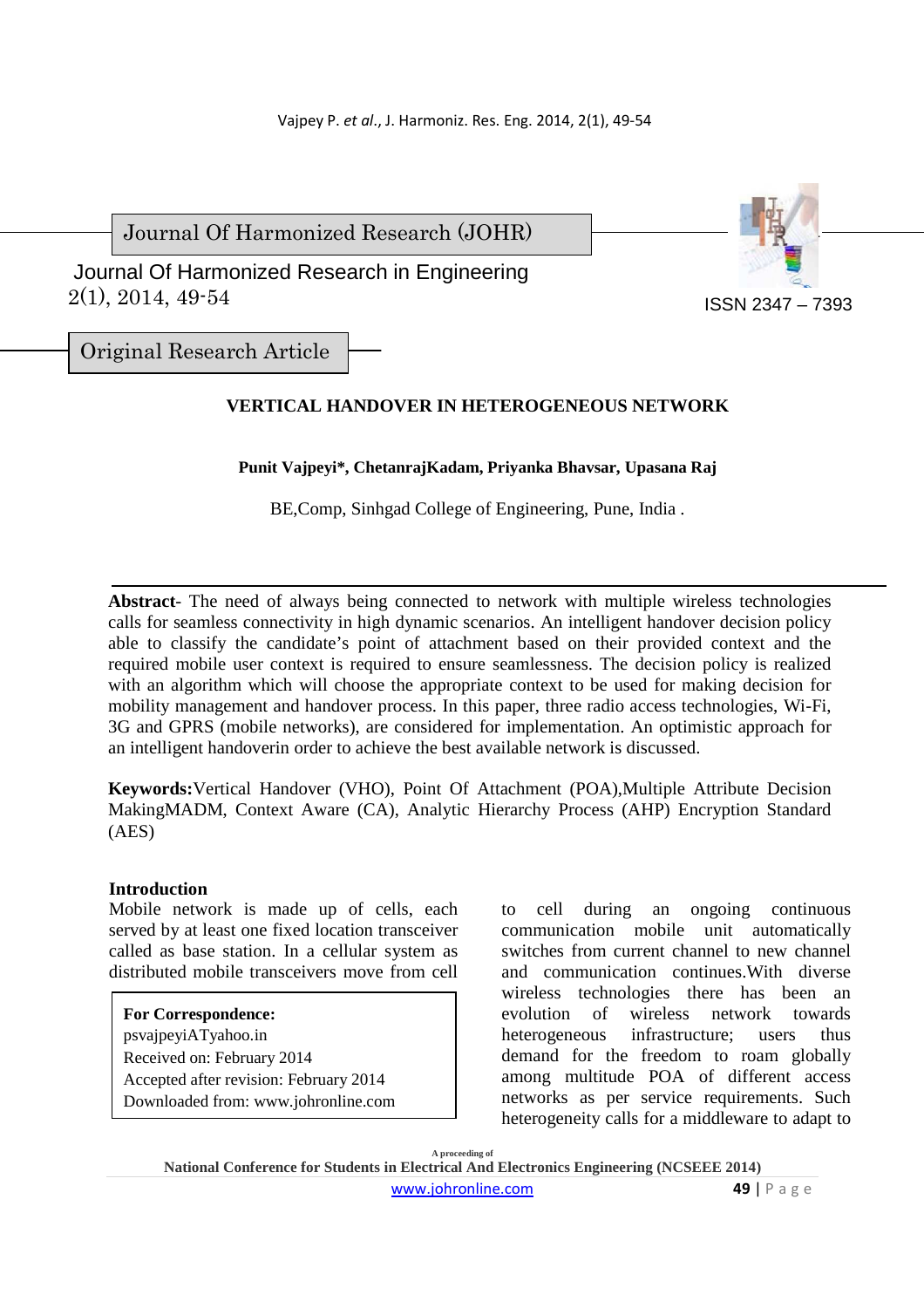Journal Of Harmonized Research (JOHR)

Journal Of Harmonized Research in Engineering
2(1), 2014, 49-54

ISSN 2347 – 7393

Original Research Article

# VERTICAL HANDOVER IN HETEROGENEOUS NETWORK

**Punit Vajpeyi\*, ChetanrajKadam, Priyanka Bhavsar, Upasana Raj**

BE,Comp, Sinhgad College of Engineering, Pune, India .

**Abstract**- The need of always being connected to network with multiple wireless technologies calls for seamless connectivity in high dynamic scenarios. An intelligent handover decision policy able to classify the candidate's point of attachment based on their provided context and the required mobile user context is required to ensure seamlessness. The decision policy is realized with an algorithm which will choose the appropriate context to be used for making decision for mobility management and handover process. In this paper, three radio access technologies, Wi-Fi, 3G and GPRS (mobile networks), are considered for implementation. An optimistic approach for an intelligent handoverin order to achieve the best available network is discussed.

**Keywords:**Vertical Handover (VHO), Point Of Attachment (POA),Multiple Attribute Decision MakingMADM, Context Aware (CA), Analytic Hierarchy Process (AHP) Encryption Standard (AES)

**Introduction**

Mobile network is made up of cells, each served by at least one fixed location transceiver called as base station. In a cellular system as distributed mobile transceivers move from cell to cell during an ongoing continuous communication mobile unit automatically switches from current channel to new channel and communication continues.With diverse wireless technologies there has been an evolution of wireless network towards heterogeneous infrastructure; users thus demand for the freedom to roam globally among multitude POA of different access networks as per service requirements. Such heterogeneity calls for a middleware to adapt to

**For Correspondence:**
psvajpeyiATyahoo.in
Received on: February 2014
Accepted after revision: February 2014
Downloaded from: www.johronline.com

A proceeding of
National Conference for Students in Electrical And Electronics Engineering (NCSEEE 2014)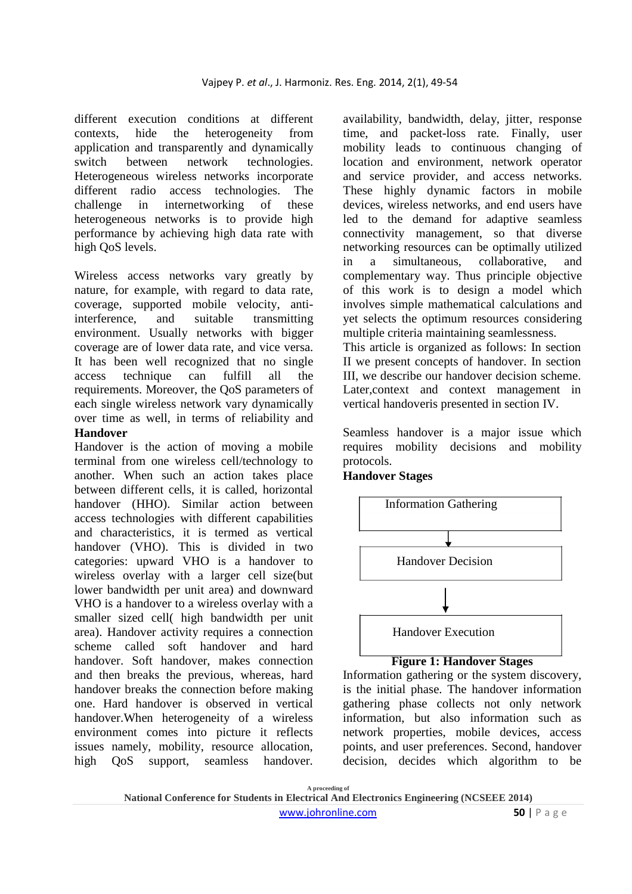different execution conditions at different contexts, hide the heterogeneity from application and transparently and dynamically switch between network technologies. Heterogeneous wireless networks incorporate different radio access technologies. The challenge in internetworking of these heterogeneous networks is to provide high performance by achieving high data rate with high QoS levels.

Wireless access networks vary greatly by nature, for example, with regard to data rate, coverage, supported mobile velocity, anti-interference, and suitable transmitting environment. Usually networks with bigger coverage are of lower data rate, and vice versa. It has been well recognized that no single access technique can fulfill all the requirements. Moreover, the QoS parameters of each single wireless network vary dynamically over time as well, in terms of reliability and

**Handover**

Handover is the action of moving a mobile terminal from one wireless cell/technology to another. When such an action takes place between different cells, it is called, horizontal handover (HHO). Similar action between access technologies with different capabilities and characteristics, it is termed as vertical handover (VHO). This is divided in two categories: upward VHO is a handover to wireless overlay with a larger cell size(but lower bandwidth per unit area) and downward VHO is a handover to a wireless overlay with a smaller sized cell( high bandwidth per unit area). Handover activity requires a connection scheme called soft handover and hard handover. Soft handover, makes connection and then breaks the previous, whereas, hard handover breaks the connection before making one. Hard handover is observed in vertical handover.When heterogeneity of a wireless environment comes into picture it reflects issues namely, mobility, resource allocation, high QoS support, seamless handover. availability, bandwidth, delay, jitter, response time, and packet-loss rate. Finally, user mobility leads to continuous changing of location and environment, network operator and service provider, and access networks. These highly dynamic factors in mobile devices, wireless networks, and end users have led to the demand for adaptive seamless connectivity management, so that diverse networking resources can be optimally utilized in a simultaneous, collaborative, and complementary way. Thus principle objective of this work is to design a model which involves simple mathematical calculations and yet selects the optimum resources considering multiple criteria maintaining seamlessness.

This article is organized as follows: In section II we present concepts of handover. In section III, we describe our handover decision scheme. Later,context and context management in vertical handoveris presented in section IV.

Seamless handover is a major issue which requires mobility decisions and mobility protocols.

**Handover Stages**

```
Information Gathering
        ↓
Handover Decision
        ↓
Handover Execution
```

**Figure 1: Handover Stages**

Information gathering or the system discovery, is the initial phase. The handover information gathering phase collects not only network information, but also information such as network properties, mobile devices, access points, and user preferences. Second, handover decision, decides which algorithm to be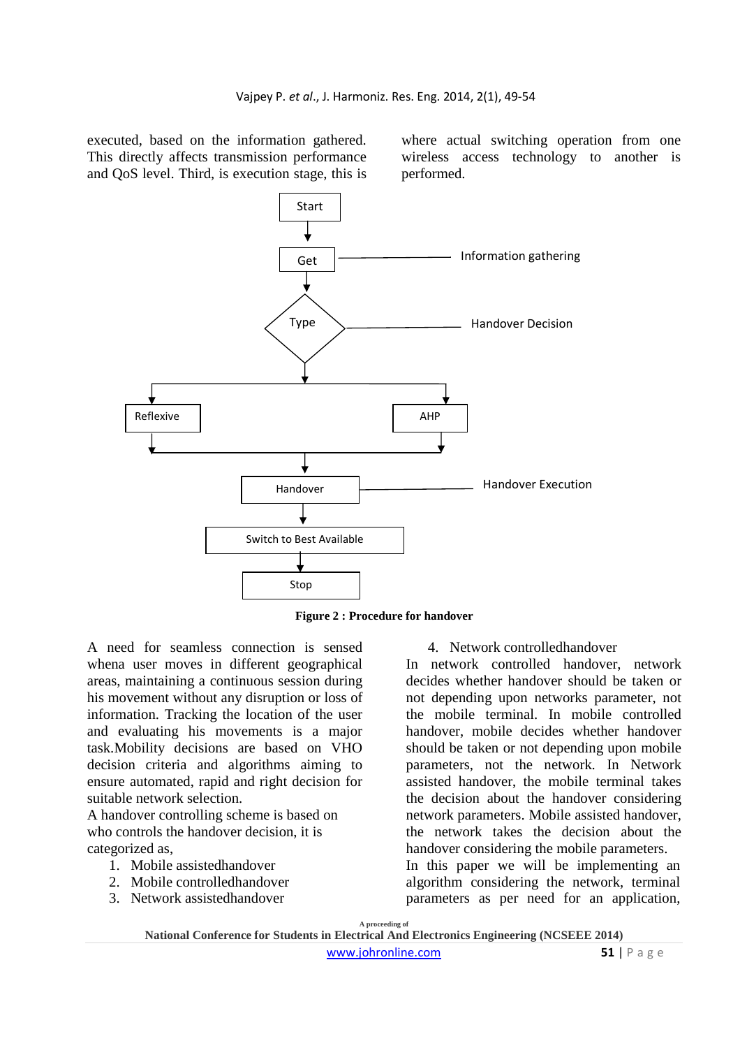executed, based on the information gathered. This directly affects transmission performance and QoS level. Third, is execution stage, this is where actual switching operation from one wireless access technology to another is performed.

**Figure 2 : Procedure for handover**

A need for seamless connection is sensed whena user moves in different geographical areas, maintaining a continuous session during his movement without any disruption or loss of information. Tracking the location of the user and evaluating his movements is a major task.Mobility decisions are based on VHO decision criteria and algorithms aiming to ensure automated, rapid and right decision for suitable network selection.

A handover controlling scheme is based on who controls the handover decision, it is categorized as,

1. Mobile assistedhandover
2. Mobile controlledhandover
3. Network assistedhandover
4. Network controlledhandover

In network controlled handover, network decides whether handover should be taken or not depending upon networks parameter, not the mobile terminal. In mobile controlled handover, mobile decides whether handover should be taken or not depending upon mobile parameters, not the network. In Network assisted handover, the mobile terminal takes the decision about the handover considering network parameters. Mobile assisted handover, the network takes the decision about the handover considering the mobile parameters.

In this paper we will be implementing an algorithm considering the network, terminal parameters as per need for an application,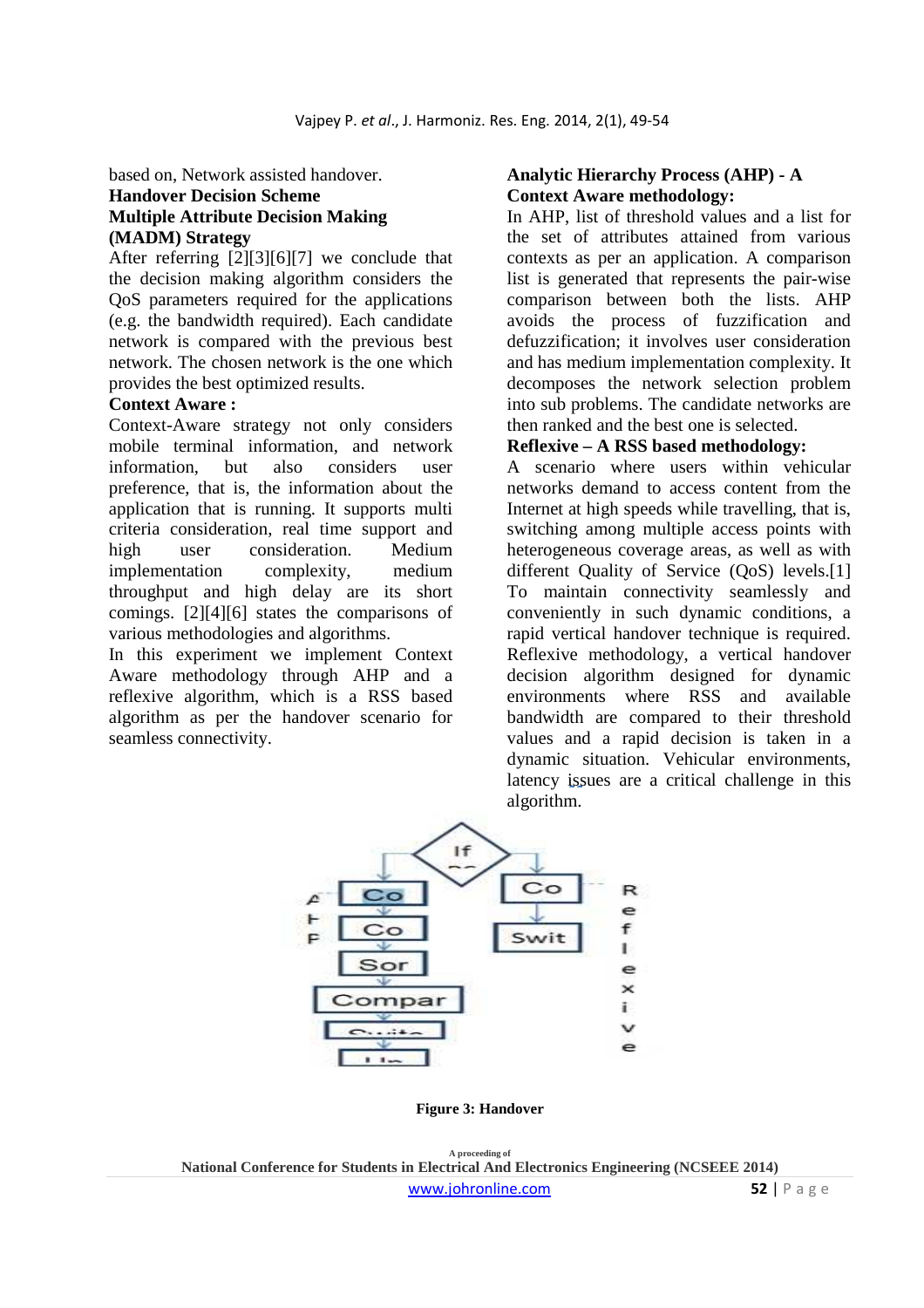based on, Network assisted handover.

**Handover Decision Scheme**

**Multiple Attribute Decision Making (MADM) Strategy**

After referring [2][3][6][7] we conclude that the decision making algorithm considers the QoS parameters required for the applications (e.g. the bandwidth required). Each candidate network is compared with the previous best network. The chosen network is the one which provides the best optimized results.

**Context Aware :**

Context-Aware strategy not only considers mobile terminal information, and network information, but also considers user preference, that is, the information about the application that is running. It supports multi criteria consideration, real time support and high user consideration. Medium implementation complexity, medium throughput and high delay are its short comings. [2][4][6] states the comparisons of various methodologies and algorithms.

In this experiment we implement Context Aware methodology through AHP and a reflexive algorithm, which is a RSS based algorithm as per the handover scenario for seamless connectivity.

**Analytic Hierarchy Process (AHP) - A Context Aware methodology:**

In AHP, list of threshold values and a list for the set of attributes attained from various contexts as per an application. A comparison list is generated that represents the pair-wise comparison between both the lists. AHP avoids the process of fuzzification and defuzzification; it involves user consideration and has medium implementation complexity. It decomposes the network selection problem into sub problems. The candidate networks are then ranked and the best one is selected.

**Reflexive – A RSS based methodology:**

A scenario where users within vehicular networks demand to access content from the Internet at high speeds while travelling, that is, switching among multiple access points with heterogeneous coverage areas, as well as with different Quality of Service (QoS) levels.[1] To maintain connectivity seamlessly and conveniently in such dynamic conditions, a rapid vertical handover technique is required. Reflexive methodology, a vertical handover decision algorithm designed for dynamic environments where RSS and available bandwidth are compared to their threshold values and a rapid decision is taken in a dynamic situation. Vehicular environments, latency issues are a critical challenge in this algorithm.

**Figure 3: Handover**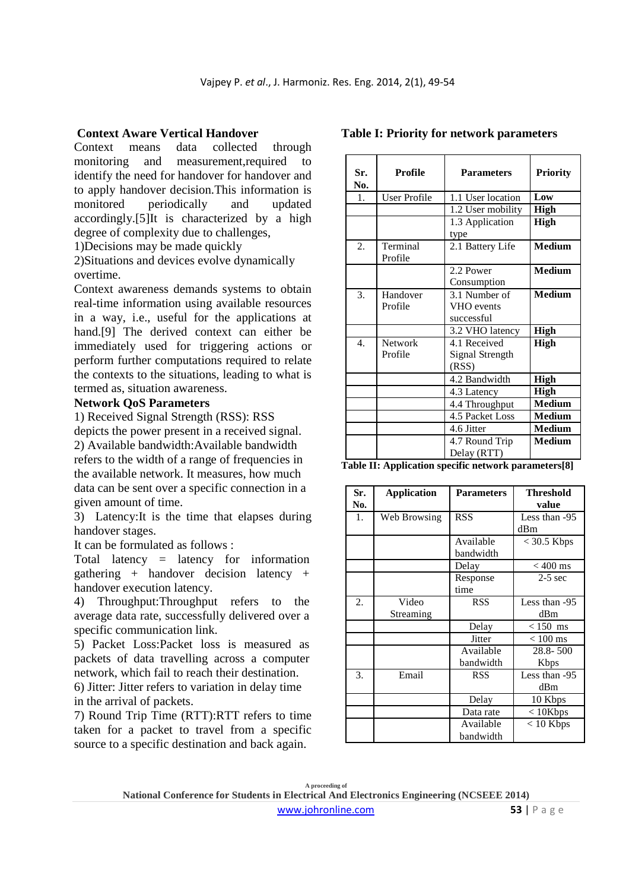## Context Aware Vertical Handover

Context means data collected through monitoring and measurement,required to identify the need for handover for handover and to apply handover decision.This information is monitored periodically and updated accordingly.[5]It is characterized by a high degree of complexity due to challenges,

1)Decisions may be made quickly

2)Situations and devices evolve dynamically overtime.

Context awareness demands systems to obtain real-time information using available resources in a way, i.e., useful for the applications at hand.[9] The derived context can either be immediately used for triggering actions or perform further computations required to relate the contexts to the situations, leading to what is termed as, situation awareness.

## Network QoS Parameters

1) Received Signal Strength (RSS): RSS depicts the power present in a received signal.

2) Available bandwidth:Available bandwidth refers to the width of a range of frequencies in the available network. It measures, how much data can be sent over a specific connection in a given amount of time.

3) Latency:It is the time that elapses during handover stages.

It can be formulated as follows :

Total latency = latency for information gathering + handover decision latency + handover execution latency.

4) Throughput:Throughput refers to the average data rate, successfully delivered over a specific communication link.

5) Packet Loss:Packet loss is measured as packets of data travelling across a computer network, which fail to reach their destination.

6) Jitter: Jitter refers to variation in delay time in the arrival of packets.

7) Round Trip Time (RTT):RTT refers to time taken for a packet to travel from a specific source to a specific destination and back again.

**Table I: Priority for network parameters**

| Sr. No. | Profile | Parameters | Priority |
|---|---|---|---|
| 1. | User Profile | 1.1 User location | **Low** |
| | | 1.2 User mobility | **High** |
| | | 1.3 Application type | **High** |
| 2. | Terminal Profile | 2.1 Battery Life | **Medium** |
| | | 2.2 Power Consumption | **Medium** |
| 3. | Handover Profile | 3.1 Number of VHO events successful | **Medium** |
| | | 3.2 VHO latency | **High** |
| 4. | Network Profile | 4.1 Received Signal Strength (RSS) | **High** |
| | | 4.2 Bandwidth | **High** |
| | | 4.3 Latency | **High** |
| | | 4.4 Throughput | **Medium** |
| | | 4.5 Packet Loss | **Medium** |
| | | 4.6 Jitter | **Medium** |
| | | 4.7 Round Trip Delay (RTT) | **Medium** |

**Table II: Application specific network parameters[8]**

| Sr. No. | Application | Parameters | Threshold value |
|---|---|---|---|
| 1. | Web Browsing | RSS | Less than -95 dBm |
| | | Available bandwidth | < 30.5 Kbps |
| | | Delay | < 400 ms |
| | | Response time | 2-5 sec |
| 2. | Video Streaming | RSS | Less than -95 dBm |
| | | Delay | < 150 ms |
| | | Jitter | < 100 ms |
| | | Available bandwidth | 28.8- 500 Kbps |
| 3. | Email | RSS | Less than -95 dBm |
| | | Delay | 10 Kbps |
| | | Data rate | < 10Kbps |
| | | Available bandwidth | < 10 Kbps |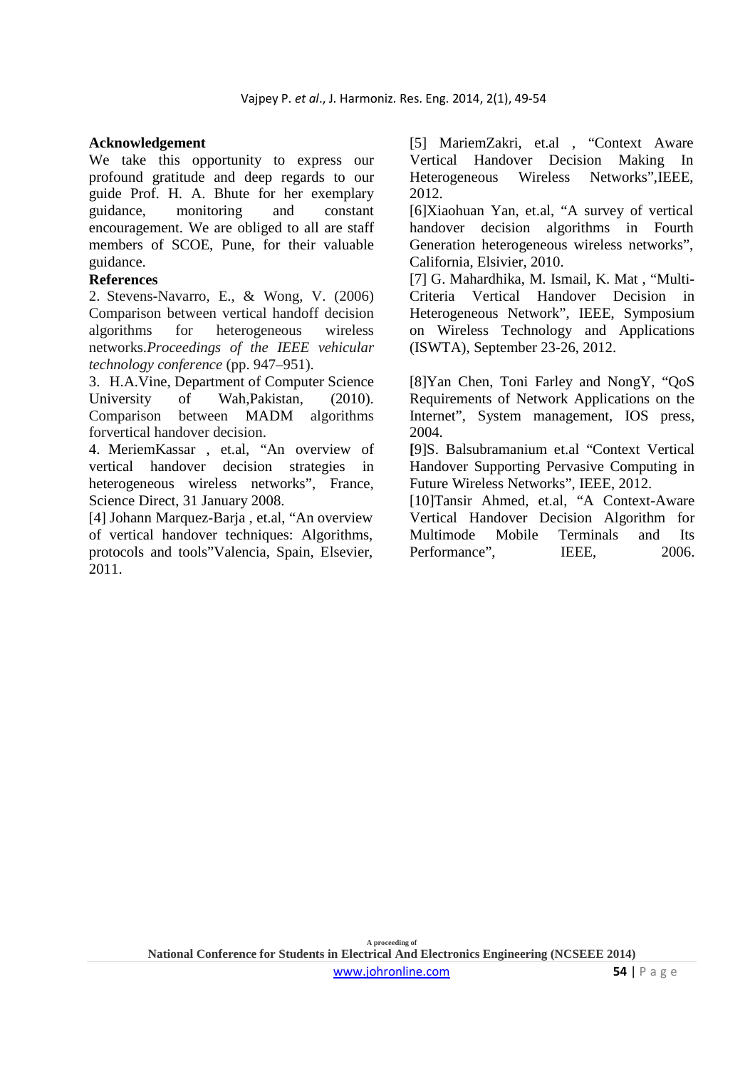**Acknowledgement**

We take this opportunity to express our profound gratitude and deep regards to our guide Prof. H. A. Bhute for her exemplary guidance, monitoring and constant encouragement. We are obliged to all are staff members of SCOE, Pune, for their valuable guidance.

**References**

2. Stevens-Navarro, E., & Wong, V. (2006) Comparison between vertical handoff decision algorithms for heterogeneous wireless networks.*Proceedings of the IEEE vehicular technology conference* (pp. 947–951).

3. H.A.Vine, Department of Computer Science University of Wah,Pakistan, (2010). Comparison between MADM algorithms forvertical handover decision.

4. MeriemKassar , et.al, "An overview of vertical handover decision strategies in heterogeneous wireless networks", France, Science Direct, 31 January 2008.

[4] Johann Marquez-Barja , et.al, "An overview of vertical handover techniques: Algorithms, protocols and tools"Valencia, Spain, Elsevier, 2011.

[5] MariemZakri, et.al , "Context Aware Vertical Handover Decision Making In Heterogeneous Wireless Networks",IEEE, 2012.

[6]Xiaohuan Yan, et.al, "A survey of vertical handover decision algorithms in Fourth Generation heterogeneous wireless networks", California, Elsivier, 2010.

[7] G. Mahardhika, M. Ismail, K. Mat , "Multi-Criteria Vertical Handover Decision in Heterogeneous Network", IEEE, Symposium on Wireless Technology and Applications (ISWTA), September 23-26, 2012.

[8]Yan Chen, Toni Farley and NongY, "QoS Requirements of Network Applications on the Internet", System management, IOS press, 2004.

[9]S. Balsubramanium et.al "Context Vertical Handover Supporting Pervasive Computing in Future Wireless Networks", IEEE, 2012.

[10]Tansir Ahmed, et.al, "A Context-Aware Vertical Handover Decision Algorithm for Multimode Mobile Terminals and Its Performance", IEEE, 2006.